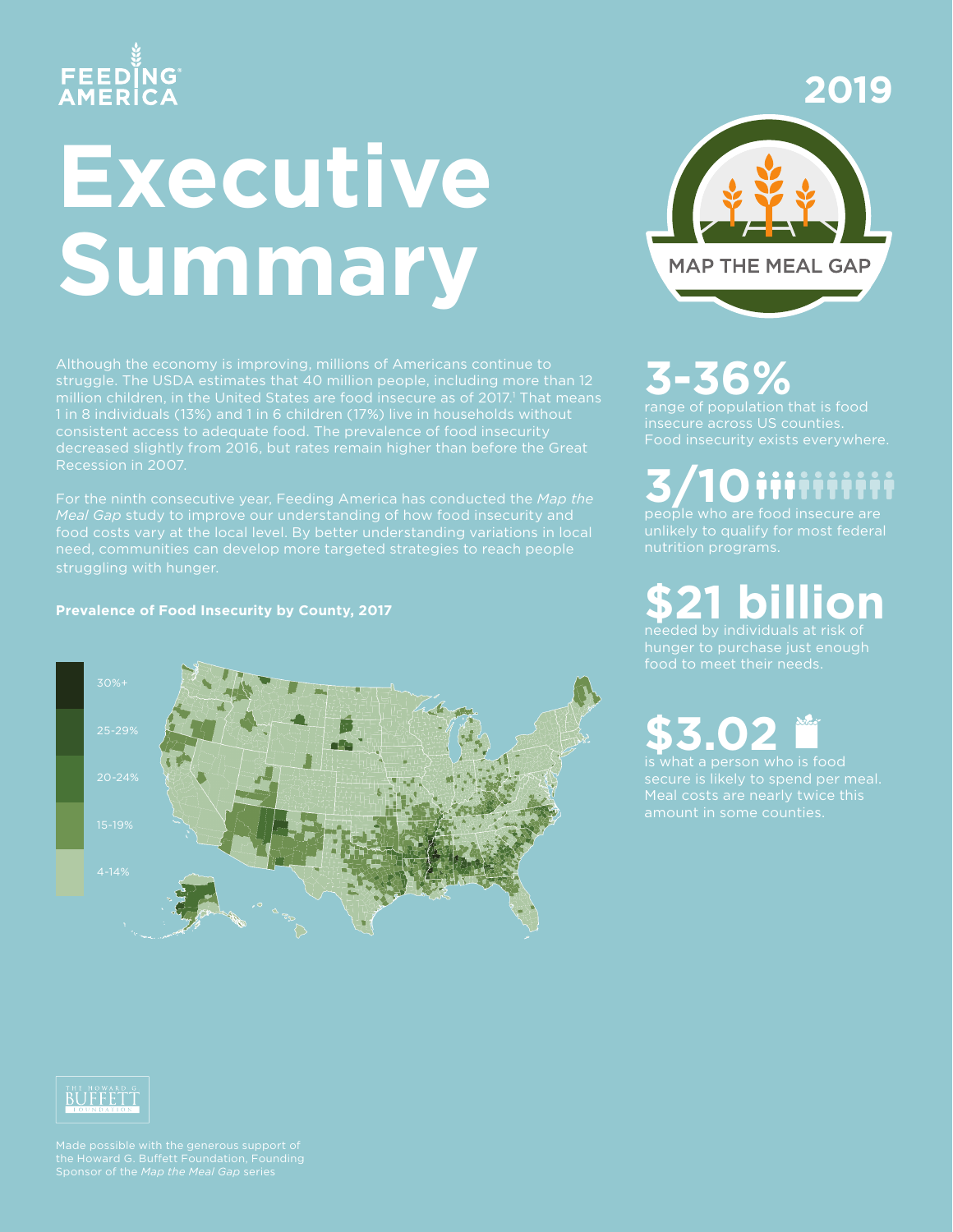FEEDING AMERICA

# Executive Summary

2019

MAP THE MEAL GAP

Although the economy is improving, millions of Americans continue to struggle. The USDA estimates that 40 million people, including more than 12 million children, in the United States are food insecure as of 2017.[1] That means 1 in 8 individuals (13%) and 1 in 6 children (17%) live in households without consistent access to adequate food. The prevalence of food insecurity decreased slightly from 2016, but rates remain higher than before the Great Recession in 2007.

For the ninth consecutive year, Feeding America has conducted the *Map the Meal Gap* study to improve our understanding of how food insecurity and food costs vary at the local level. By better understanding variations in local need, communities can develop more targeted strategies to reach people struggling with hunger.

**Prevalence of Food Insecurity by County, 2017**

| Legend |
|---|
| 30%+ |
| 25-29% |
| 20-24% |
| 15-19% |
| 4-14% |

## 3-36%

range of population that is food insecure across US counties. Food insecurity exists everywhere.

## 3/10

people who are food insecure are unlikely to qualify for most federal nutrition programs.

## $21 billion

needed by individuals at risk of hunger to purchase just enough food to meet their needs.

## $3.02

is what a person who is food secure is likely to spend per meal. Meal costs are nearly twice this amount in some counties.

THE HOWARD G. BUFFETT FOUNDATION

Made possible with the generous support of the Howard G. Buffett Foundation, Founding Sponsor of the *Map the Meal Gap* series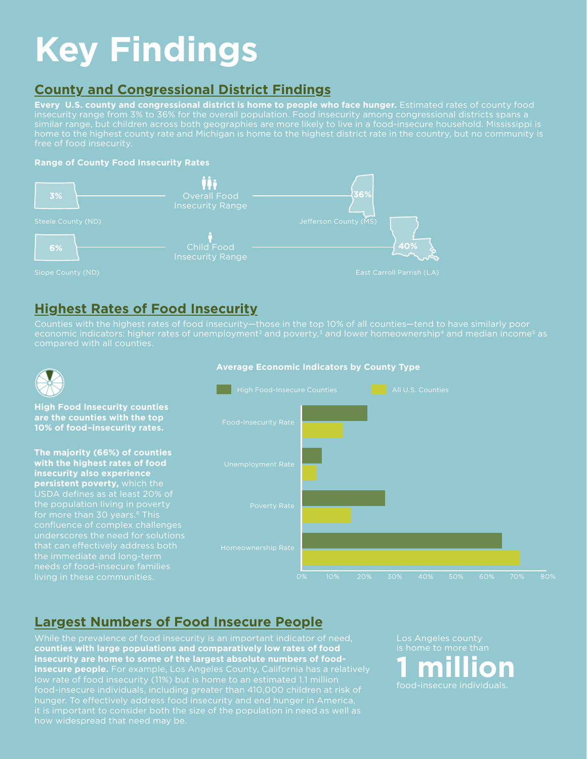# Key Findings

## County and Congressional District Findings

**Every U.S. county and congressional district is home to people who face hunger.** Estimated rates of county food insecurity range from 3% to 36% for the overall population. Food insecurity among congressional districts spans a similar range, but children across both geographies are more likely to live in a food-insecure household. Mississippi is home to the highest county rate and Michigan is home to the highest district rate in the country, but no community is free of food insecurity.

### Range of County Food Insecurity Rates

Overall Food Insecurity Range: 3% Steele County (ND) — 36% Jefferson County (MS)

Child Food Insecurity Range: 6% Slope County (ND) — 40% East Carroll Parrish (LA)

## Highest Rates of Food Insecurity

Counties with the highest rates of food insecurity—those in the top 10% of all counties—tend to have similarly poor economic indicators: higher rates of unemployment[2] and poverty,[3] and lower homeownership[4] and median income[5] as compared with all counties.

**High Food Insecurity counties are the counties with the top 10% of food–insecurity rates.**

**The majority (66%) of counties with the highest rates of food insecurity also experience persistent poverty,** which the USDA defines as at least 20% of the population living in poverty for more than 30 years.[6] This confluence of complex challenges underscores the need for solutions that can effectively address both the immediate and long-term needs of food-insecure families living in these communities.

### Average Economic Indicators by County Type

Legend: High Food-Insecure Counties; All U.S. Counties

Categories: Food-Insecurity Rate, Unemployment Rate, Poverty Rate, Homeownership Rate

X-axis: 0%, 10%, 20%, 30%, 40%, 50%, 60%, 70%, 80%

## Largest Numbers of Food Insecure People

While the prevalence of food insecurity is an important indicator of need, **counties with large populations and comparatively low rates of food insecurity are home to some of the largest absolute numbers of food-insecure people.** For example, Los Angeles County, California has a relatively low rate of food insecurity (11%) but is home to an estimated 1.1 million food-insecure individuals, including greater than 410,000 children at risk of hunger. To effectively address food insecurity and end hunger in America, it is important to consider both the size of the population in need as well as how widespread that need may be.

Los Angeles county is home to more than **1 million** food-insecure individuals.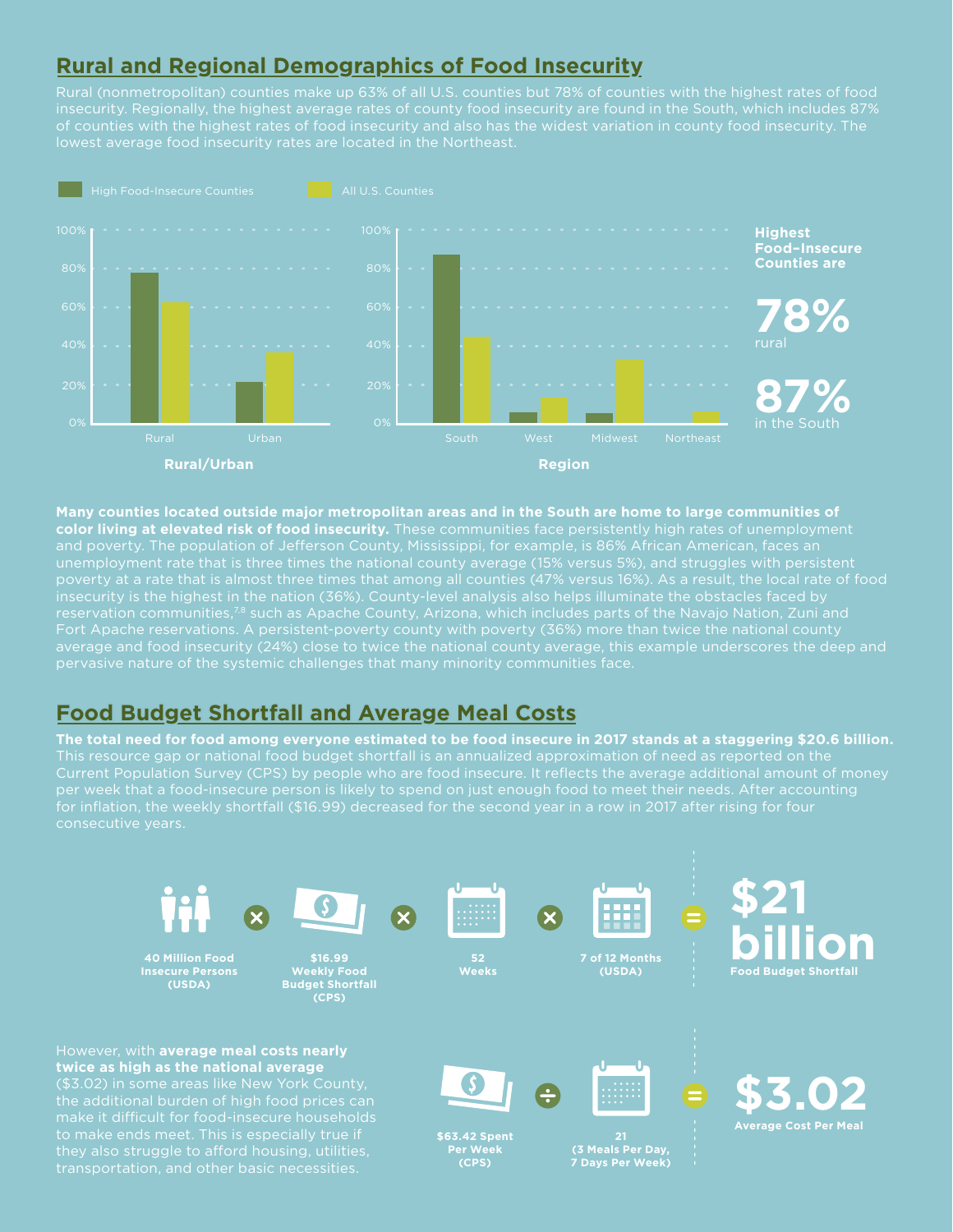## Rural and Regional Demographics of Food Insecurity

Rural (nonmetropolitan) counties make up 63% of all U.S. counties but 78% of counties with the highest rates of food insecurity. Regionally, the highest average rates of county food insecurity are found in the South, which includes 87% of counties with the highest rates of food insecurity and also has the widest variation in county food insecurity. The lowest average food insecurity rates are located in the Northeast.

High Food-Insecure Counties | All U.S. Counties

**Rural/Urban**

**Region**

**Highest Food-Insecure Counties are**

**78%** rural

**87%** in the South

**Many counties located outside major metropolitan areas and in the South are home to large communities of color living at elevated risk of food insecurity.** These communities face persistently high rates of unemployment and poverty. The population of Jefferson County, Mississippi, for example, is 86% African American, faces an unemployment rate that is three times the national county average (15% versus 5%), and struggles with persistent poverty at a rate that is almost three times that among all counties (47% versus 16%). As a result, the local rate of food insecurity is the highest in the nation (36%). County-level analysis also helps illuminate the obstacles faced by reservation communities,[7,8] such as Apache County, Arizona, which includes parts of the Navajo Nation, Zuni and Fort Apache reservations. A persistent-poverty county with poverty (36%) more than twice the national county average and food insecurity (24%) close to twice the national county average, this example underscores the deep and pervasive nature of the systemic challenges that many minority communities face.

## Food Budget Shortfall and Average Meal Costs

**The total need for food among everyone estimated to be food insecure in 2017 stands at a staggering $20.6 billion.** This resource gap or national food budget shortfall is an annualized approximation of need as reported on the Current Population Survey (CPS) by people who are food insecure. It reflects the average additional amount of money per week that a food-insecure person is likely to spend on just enough food to meet their needs. After accounting for inflation, the weekly shortfall ($16.99) decreased for the second year in a row in 2017 after rising for four consecutive years.

**40 Million Food Insecure Persons (USDA)** × **$16.99 Weekly Food Budget Shortfall (CPS)** × **52 Weeks** × **7 of 12 Months (USDA)** = **$21 billion Food Budget Shortfall**

However, with **average meal costs nearly twice as high as the national average** ($3.02) in some areas like New York County, the additional burden of high food prices can make it difficult for food-insecure households to make ends meet. This is especially true if they also struggle to afford housing, utilities, transportation, and other basic necessities.

**$63.42 Spent Per Week (CPS)** ÷ **21 (3 Meals Per Day, 7 Days Per Week)** = **$3.02 Average Cost Per Meal**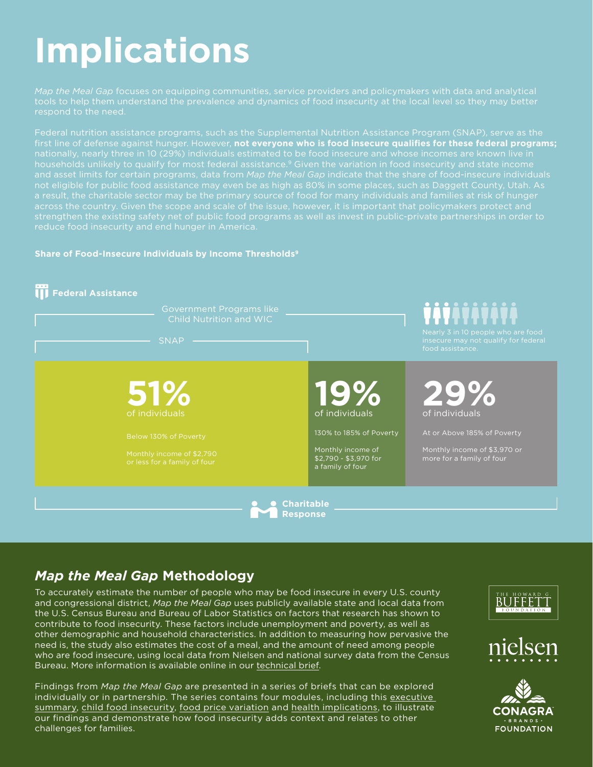# Implications

*Map the Meal Gap* focuses on equipping communities, service providers and policymakers with data and analytical tools to help them understand the prevalence and dynamics of food insecurity at the local level so they may better respond to the need.

Federal nutrition assistance programs, such as the Supplemental Nutrition Assistance Program (SNAP), serve as the first line of defense against hunger. However, **not everyone who is food insecure qualifies for these federal programs;** nationally, nearly three in 10 (29%) individuals estimated to be food insecure and whose incomes are known live in households unlikely to qualify for most federal assistance.[9] Given the variation in food insecurity and state income and asset limits for certain programs, data from *Map the Meal Gap* indicate that the share of food-insecure individuals not eligible for public food assistance may even be as high as 80% in some places, such as Daggett County, Utah. As a result, the charitable sector may be the primary source of food for many individuals and families at risk of hunger across the country. Given the scope and scale of the issue, however, it is important that policymakers protect and strengthen the existing safety net of public food programs as well as invest in public-private partnerships in order to reduce food insecurity and end hunger in America.

**Share of Food-Insecure Individuals by Income Thresholds[9]**

**Federal Assistance**

Government Programs like Child Nutrition and WIC

SNAP

Nearly 3 in 10 people who are food insecure may not qualify for federal food assistance.

**51%** of individuals
Below 130% of Poverty
Monthly income of $2,790 or less for a family of four

**19%** of individuals
130% to 185% of Poverty
Monthly income of $2,790 - $3,970 for a family of four

**29%** of individuals
At or Above 185% of Poverty
Monthly income of $3,970 or more for a family of four

**Charitable Response**

## *Map the Meal Gap* Methodology

To accurately estimate the number of people who may be food insecure in every U.S. county and congressional district, *Map the Meal Gap* uses publicly available state and local data from the U.S. Census Bureau and Bureau of Labor Statistics on factors that research has shown to contribute to food insecurity. These factors include unemployment and poverty, as well as other demographic and household characteristics. In addition to measuring how pervasive the need is, the study also estimates the cost of a meal, and the amount of need among people who are food insecure, using local data from Nielsen and national survey data from the Census Bureau. More information is available online in our technical brief.

Findings from *Map the Meal Gap* are presented in a series of briefs that can be explored individually or in partnership. The series contains four modules, including this executive summary, child food insecurity, food price variation and health implications, to illustrate our findings and demonstrate how food insecurity adds context and relates to other challenges for families.

THE HOWARD G. BUFFETT FOUNDATION

nielsen

CONAGRA BRANDS FOUNDATION